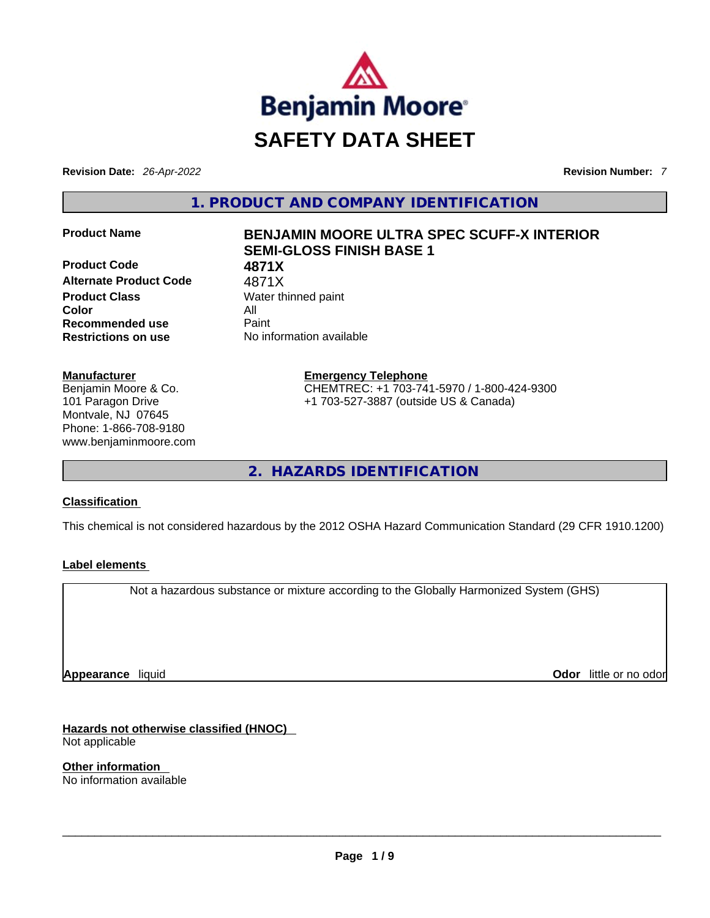Benjamin Moore

# SAFETY DATA SHEET

**Revision Date:** *26-Apr-2022* **Revision Number:** *7*

## 1. PRODUCT AND COMPANY IDENTIFICATION

| | |
|---|---|
| **Product Name** | **BENJAMIN MOORE ULTRA SPEC SCUFF-X INTERIOR SEMI-GLOSS FINISH BASE 1** |
| **Product Code** | **4871X** |
| **Alternate Product Code** | 4871X |
| **Product Class** | Water thinned paint |
| **Color** | All |
| **Recommended use** | Paint |
| **Restrictions on use** | No information available |

**Manufacturer**
Benjamin Moore & Co.
101 Paragon Drive
Montvale, NJ 07645
Phone: 1-866-708-9180
www.benjaminmoore.com

**Emergency Telephone**
CHEMTREC: +1 703-741-5970 / 1-800-424-9300
+1 703-527-3887 (outside US & Canada)

## 2. HAZARDS IDENTIFICATION

**Classification**

This chemical is not considered hazardous by the 2012 OSHA Hazard Communication Standard (29 CFR 1910.1200)

**Label elements**

Not a hazardous substance or mixture according to the Globally Harmonized System (GHS)

**Appearance** liquid **Odor** little or no odor

**Hazards not otherwise classified (HNOC)**
Not applicable

**Other information**
No information available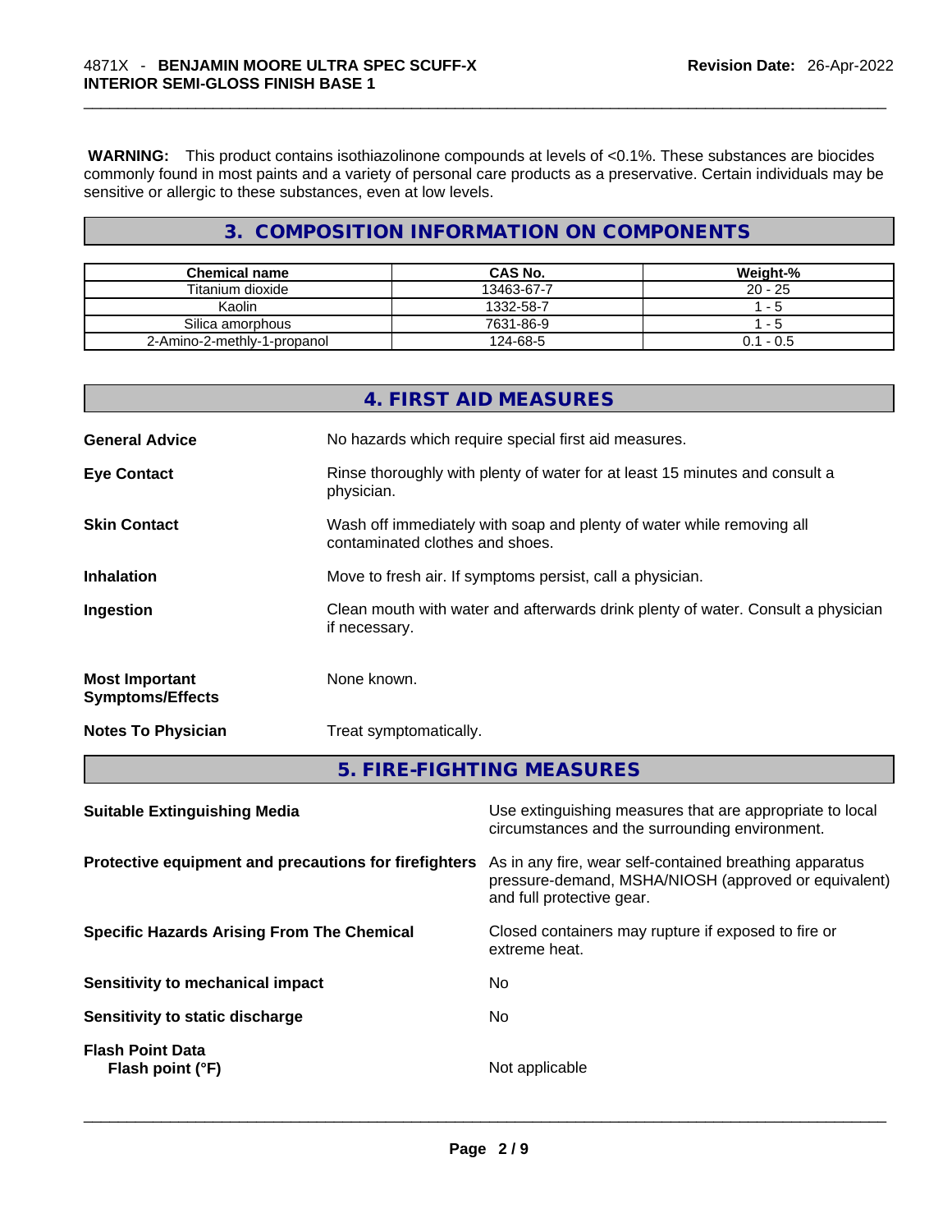**WARNING:** This product contains isothiazolinone compounds at levels of <0.1%. These substances are biocides commonly found in most paints and a variety of personal care products as a preservative. Certain individuals may be sensitive or allergic to these substances, even at low levels.

## 3. COMPOSITION INFORMATION ON COMPONENTS

| Chemical name | CAS No. | Weight-% |
|---|---|---|
| Titanium dioxide | 13463-67-7 | 20 - 25 |
| Kaolin | 1332-58-7 | 1 - 5 |
| Silica amorphous | 7631-86-9 | 1 - 5 |
| 2-Amino-2-methly-1-propanol | 124-68-5 | 0.1 - 0.5 |

## 4. FIRST AID MEASURES

**General Advice** No hazards which require special first aid measures.

**Eye Contact** Rinse thoroughly with plenty of water for at least 15 minutes and consult a physician.

**Skin Contact** Wash off immediately with soap and plenty of water while removing all contaminated clothes and shoes.

**Inhalation** Move to fresh air. If symptoms persist, call a physician.

**Ingestion** Clean mouth with water and afterwards drink plenty of water. Consult a physician if necessary.

**Most Important Symptoms/Effects** None known.

**Notes To Physician** Treat symptomatically.

## 5. FIRE-FIGHTING MEASURES

**Suitable Extinguishing Media** Use extinguishing measures that are appropriate to local circumstances and the surrounding environment.

**Protective equipment and precautions for firefighters** As in any fire, wear self-contained breathing apparatus pressure-demand, MSHA/NIOSH (approved or equivalent) and full protective gear.

**Specific Hazards Arising From The Chemical** Closed containers may rupture if exposed to fire or extreme heat.

**Sensitivity to mechanical impact** No

**Sensitivity to static discharge** No

**Flash Point Data**
**Flash point (°F)** Not applicable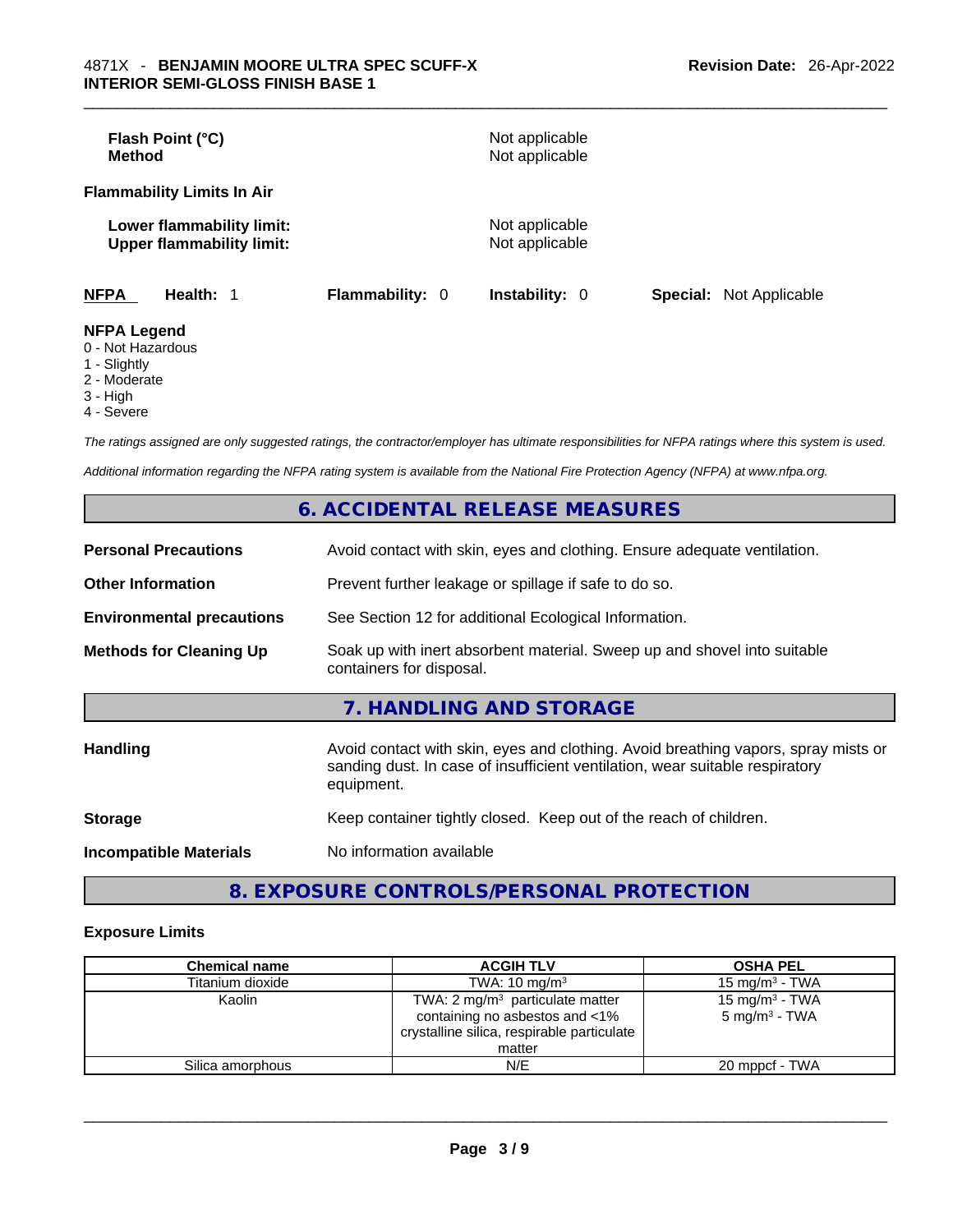**Flash Point (°C)** Not applicable
**Method** Not applicable

**Flammability Limits In Air**

**Lower flammability limit:** Not applicable
**Upper flammability limit:** Not applicable

**NFPA** **Health:** 1 **Flammability:** 0 **Instability:** 0 **Special:** Not Applicable

**NFPA Legend**
0 - Not Hazardous
1 - Slightly
2 - Moderate
3 - High
4 - Severe

*The ratings assigned are only suggested ratings, the contractor/employer has ultimate responsibilities for NFPA ratings where this system is used.*

*Additional information regarding the NFPA rating system is available from the National Fire Protection Agency (NFPA) at www.nfpa.org.*

## 6. ACCIDENTAL RELEASE MEASURES

**Personal Precautions** Avoid contact with skin, eyes and clothing. Ensure adequate ventilation.

**Other Information** Prevent further leakage or spillage if safe to do so.

**Environmental precautions** See Section 12 for additional Ecological Information.

**Methods for Cleaning Up** Soak up with inert absorbent material. Sweep up and shovel into suitable containers for disposal.

## 7. HANDLING AND STORAGE

**Handling** Avoid contact with skin, eyes and clothing. Avoid breathing vapors, spray mists or sanding dust. In case of insufficient ventilation, wear suitable respiratory equipment.

**Storage** Keep container tightly closed. Keep out of the reach of children.

**Incompatible Materials** No information available

## 8. EXPOSURE CONTROLS/PERSONAL PROTECTION

**Exposure Limits**

| Chemical name | ACGIH TLV | OSHA PEL |
| --- | --- | --- |
| Titanium dioxide | TWA: 10 mg/m³ | 15 mg/m³ - TWA |
| Kaolin | TWA: 2 mg/m³ particulate matter containing no asbestos and <1% crystalline silica, respirable particulate matter | 15 mg/m³ - TWA<br>5 mg/m³ - TWA |
| Silica amorphous | N/E | 20 mppcf - TWA |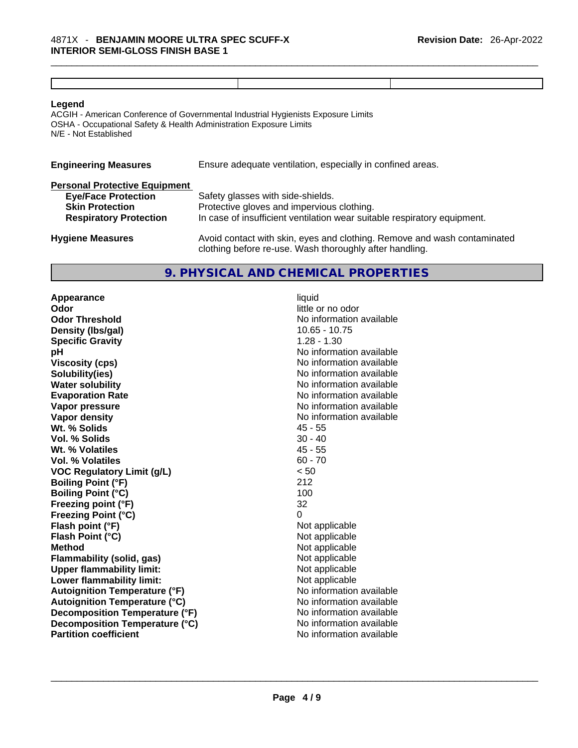| | | |
|---|---|---|
| | | |

**Legend**

ACGIH - American Conference of Governmental Industrial Hygienists Exposure Limits
OSHA - Occupational Safety & Health Administration Exposure Limits
N/E - Not Established

**Engineering Measures** Ensure adequate ventilation, especially in confined areas.

**Personal Protective Equipment**

**Eye/Face Protection** Safety glasses with side-shields.
**Skin Protection** Protective gloves and impervious clothing.
**Respiratory Protection** In case of insufficient ventilation wear suitable respiratory equipment.

**Hygiene Measures** Avoid contact with skin, eyes and clothing. Remove and wash contaminated clothing before re-use. Wash thoroughly after handling.

## 9. PHYSICAL AND CHEMICAL PROPERTIES

| | |
|---|---|
| **Appearance** | liquid |
| **Odor** | little or no odor |
| **Odor Threshold** | No information available |
| **Density (lbs/gal)** | 10.65 - 10.75 |
| **Specific Gravity** | 1.28 - 1.30 |
| **pH** | No information available |
| **Viscosity (cps)** | No information available |
| **Solubility(ies)** | No information available |
| **Water solubility** | No information available |
| **Evaporation Rate** | No information available |
| **Vapor pressure** | No information available |
| **Vapor density** | No information available |
| **Wt. % Solids** | 45 - 55 |
| **Vol. % Solids** | 30 - 40 |
| **Wt. % Volatiles** | 45 - 55 |
| **Vol. % Volatiles** | 60 - 70 |
| **VOC Regulatory Limit (g/L)** | < 50 |
| **Boiling Point (°F)** | 212 |
| **Boiling Point (°C)** | 100 |
| **Freezing point (°F)** | 32 |
| **Freezing Point (°C)** | 0 |
| **Flash point (°F)** | Not applicable |
| **Flash Point (°C)** | Not applicable |
| **Method** | Not applicable |
| **Flammability (solid, gas)** | Not applicable |
| **Upper flammability limit:** | Not applicable |
| **Lower flammability limit:** | Not applicable |
| **Autoignition Temperature (°F)** | No information available |
| **Autoignition Temperature (°C)** | No information available |
| **Decomposition Temperature (°F)** | No information available |
| **Decomposition Temperature (°C)** | No information available |
| **Partition coefficient** | No information available |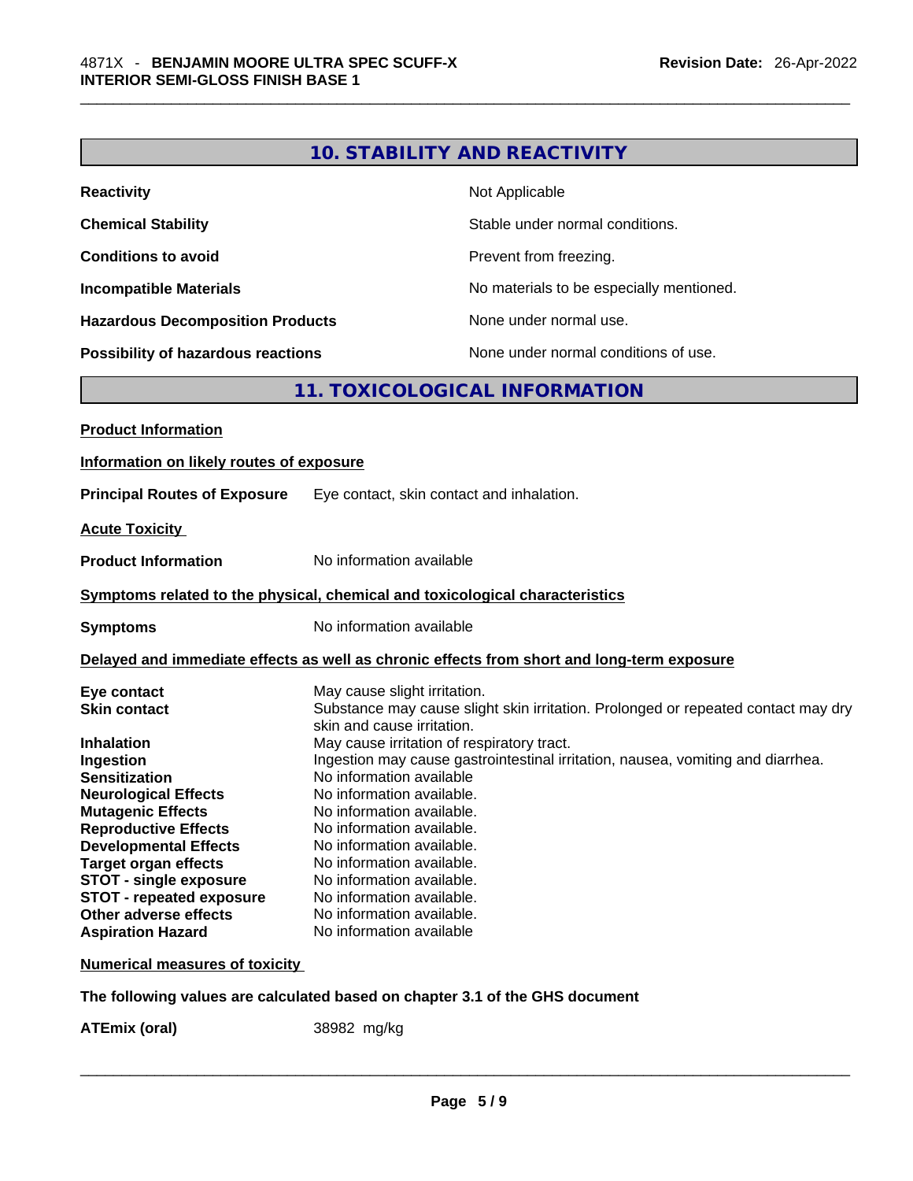## 10. STABILITY AND REACTIVITY

| | |
|---|---|
| **Reactivity** | Not Applicable |
| **Chemical Stability** | Stable under normal conditions. |
| **Conditions to avoid** | Prevent from freezing. |
| **Incompatible Materials** | No materials to be especially mentioned. |
| **Hazardous Decomposition Products** | None under normal use. |
| **Possibility of hazardous reactions** | None under normal conditions of use. |

## 11. TOXICOLOGICAL INFORMATION

**Product Information**

**Information on likely routes of exposure**

**Principal Routes of Exposure** Eye contact, skin contact and inhalation.

**Acute Toxicity**

**Product Information** No information available

**Symptoms related to the physical, chemical and toxicological characteristics**

**Symptoms** No information available

**Delayed and immediate effects as well as chronic effects from short and long-term exposure**

| | |
|---|---|
| **Eye contact** | May cause slight irritation. |
| **Skin contact** | Substance may cause slight skin irritation. Prolonged or repeated contact may dry skin and cause irritation. |
| **Inhalation** | May cause irritation of respiratory tract. |
| **Ingestion** | Ingestion may cause gastrointestinal irritation, nausea, vomiting and diarrhea. |
| **Sensitization** | No information available |
| **Neurological Effects** | No information available. |
| **Mutagenic Effects** | No information available. |
| **Reproductive Effects** | No information available. |
| **Developmental Effects** | No information available. |
| **Target organ effects** | No information available. |
| **STOT - single exposure** | No information available. |
| **STOT - repeated exposure** | No information available. |
| **Other adverse effects** | No information available. |
| **Aspiration Hazard** | No information available |

**Numerical measures of toxicity**

**The following values are calculated based on chapter 3.1 of the GHS document**

**ATEmix (oral)** 38982 mg/kg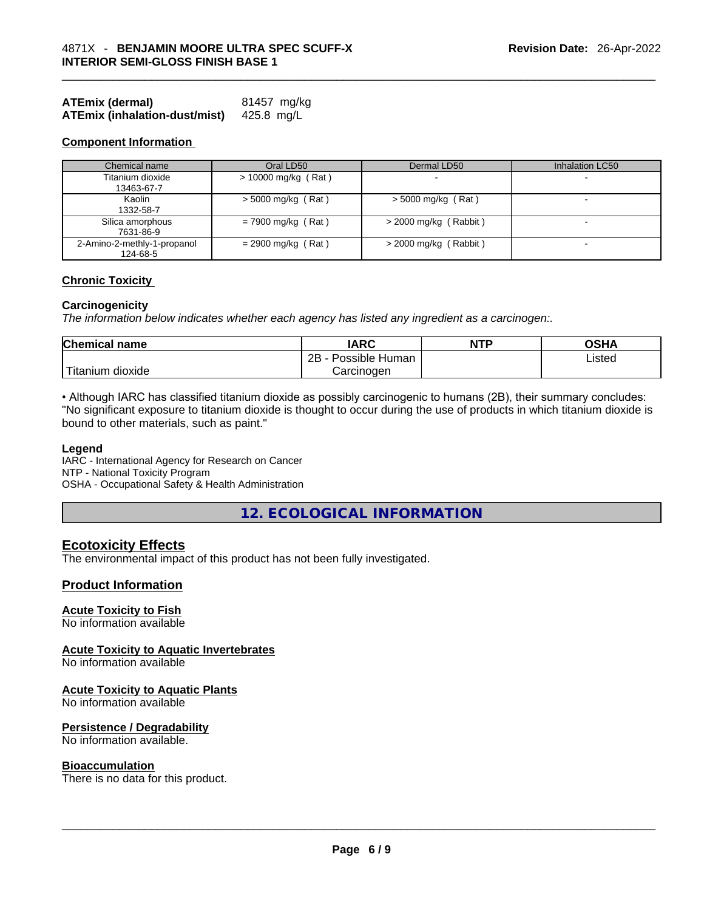**ATEmix (dermal)** 81457 mg/kg
**ATEmix (inhalation-dust/mist)** 425.8 mg/L

**Component Information**

| Chemical name | Oral LD50 | Dermal LD50 | Inhalation LC50 |
|---|---|---|---|
| Titanium dioxide<br>13463-67-7 | > 10000 mg/kg ( Rat ) | - | - |
| Kaolin<br>1332-58-7 | > 5000 mg/kg ( Rat ) | > 5000 mg/kg ( Rat ) | - |
| Silica amorphous<br>7631-86-9 | = 7900 mg/kg ( Rat ) | > 2000 mg/kg ( Rabbit ) | - |
| 2-Amino-2-methly-1-propanol<br>124-68-5 | = 2900 mg/kg ( Rat ) | > 2000 mg/kg ( Rabbit ) | - |

**Chronic Toxicity**

**Carcinogenicity**
*The information below indicates whether each agency has listed any ingredient as a carcinogen:.*

| Chemical name | IARC | NTP | OSHA |
|---|---|---|---|
| Titanium dioxide | 2B - Possible Human Carcinogen | | Listed |

• Although IARC has classified titanium dioxide as possibly carcinogenic to humans (2B), their summary concludes: "No significant exposure to titanium dioxide is thought to occur during the use of products in which titanium dioxide is bound to other materials, such as paint."

**Legend**
IARC - International Agency for Research on Cancer
NTP - National Toxicity Program
OSHA - Occupational Safety & Health Administration

## 12. ECOLOGICAL INFORMATION

### Ecotoxicity Effects
The environmental impact of this product has not been fully investigated.

### Product Information

**Acute Toxicity to Fish**
No information available

**Acute Toxicity to Aquatic Invertebrates**
No information available

**Acute Toxicity to Aquatic Plants**
No information available

**Persistence / Degradability**
No information available.

**Bioaccumulation**
There is no data for this product.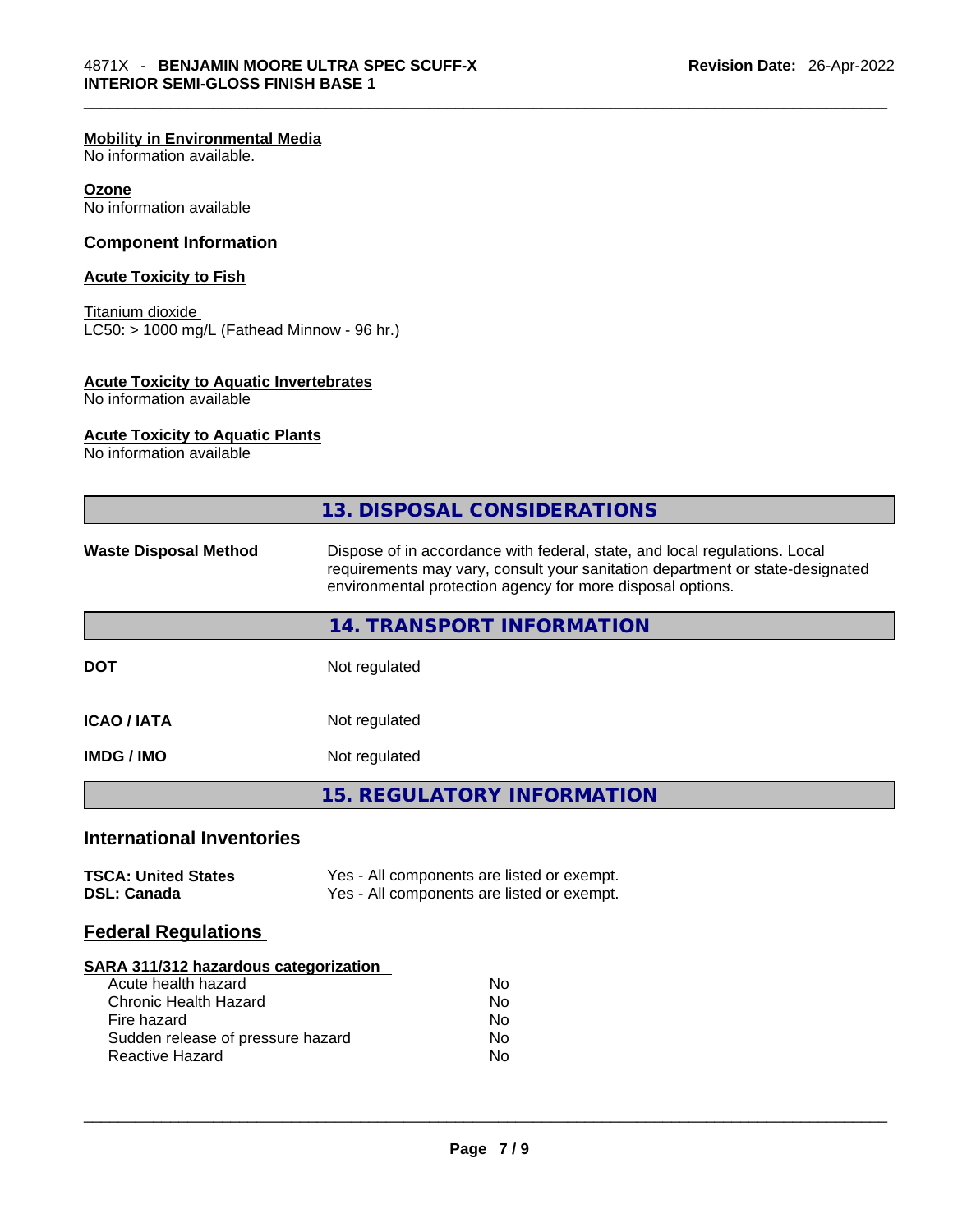**Mobility in Environmental Media**
No information available.

**Ozone**
No information available

## Component Information

**Acute Toxicity to Fish**

Titanium dioxide
LC50: > 1000 mg/L (Fathead Minnow - 96 hr.)

**Acute Toxicity to Aquatic Invertebrates**
No information available

**Acute Toxicity to Aquatic Plants**
No information available

## 13. DISPOSAL CONSIDERATIONS

| | |
|---|---|
| **Waste Disposal Method** | Dispose of in accordance with federal, state, and local regulations. Local requirements may vary, consult your sanitation department or state-designated environmental protection agency for more disposal options. |

## 14. TRANSPORT INFORMATION

| | |
|---|---|
| **DOT** | Not regulated |
| **ICAO / IATA** | Not regulated |
| **IMDG / IMO** | Not regulated |

## 15. REGULATORY INFORMATION

### International Inventories

| | |
|---|---|
| **TSCA: United States** | Yes - All components are listed or exempt. |
| **DSL: Canada** | Yes - All components are listed or exempt. |

### Federal Regulations

**SARA 311/312 hazardous categorization**

| | |
|---|---|
| Acute health hazard | No |
| Chronic Health Hazard | No |
| Fire hazard | No |
| Sudden release of pressure hazard | No |
| Reactive Hazard | No |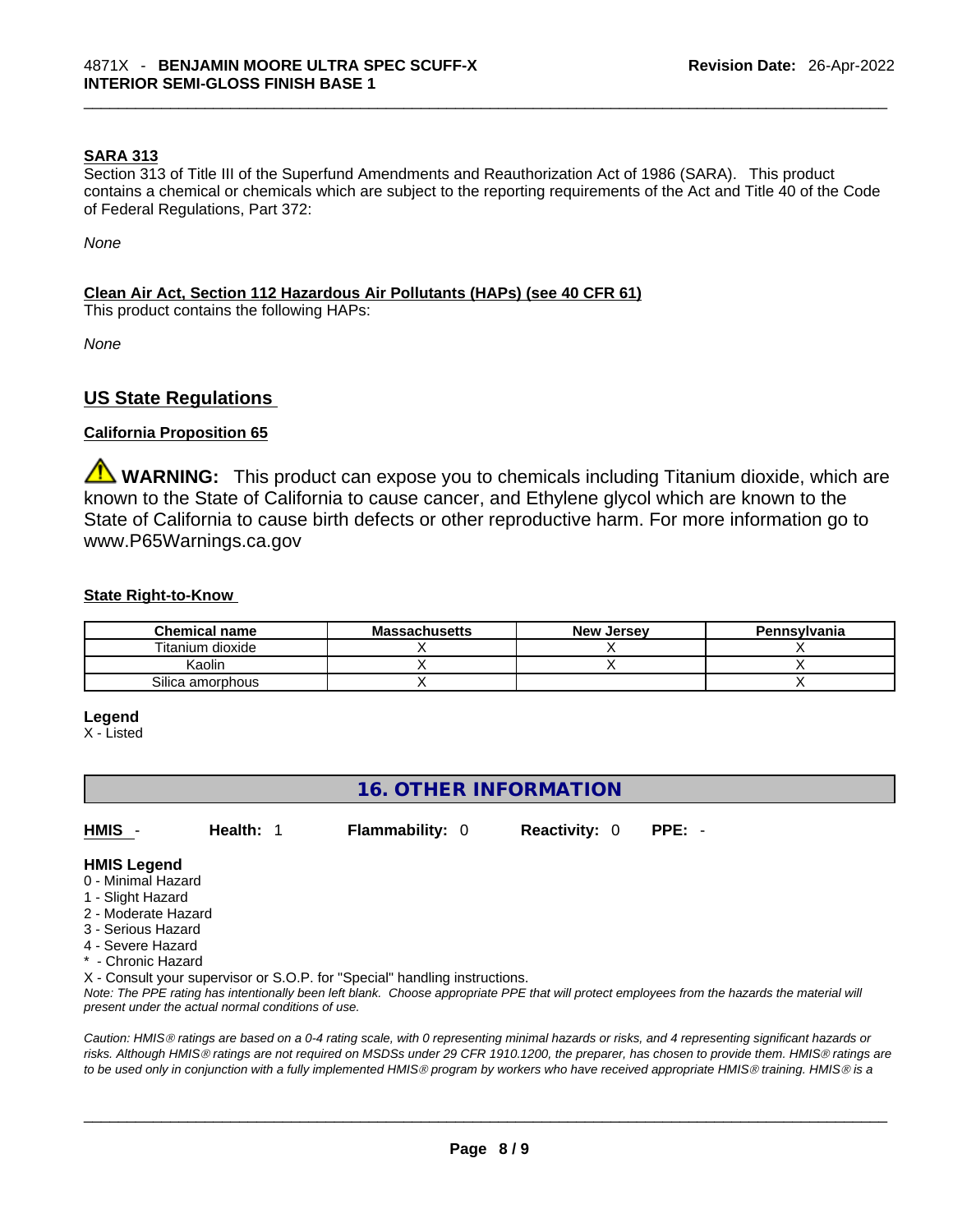#### SARA 313

Section 313 of Title III of the Superfund Amendments and Reauthorization Act of 1986 (SARA). This product contains a chemical or chemicals which are subject to the reporting requirements of the Act and Title 40 of the Code of Federal Regulations, Part 372:

*None*

#### Clean Air Act, Section 112 Hazardous Air Pollutants (HAPs) (see 40 CFR 61)

This product contains the following HAPs:

*None*

### US State Regulations

#### California Proposition 65

⚠ **WARNING:** This product can expose you to chemicals including Titanium dioxide, which are known to the State of California to cause cancer, and Ethylene glycol which are known to the State of California to cause birth defects or other reproductive harm. For more information go to www.P65Warnings.ca.gov

#### State Right-to-Know

| Chemical name | Massachusetts | New Jersey | Pennsylvania |
|---|---|---|---|
| Titanium dioxide | X | X | X |
| Kaolin | X | X | X |
| Silica amorphous | X | | X |

**Legend**
X - Listed

## 16. OTHER INFORMATION

**HMIS** - **Health:** 1 **Flammability:** 0 **Reactivity:** 0 **PPE:** -

**HMIS Legend**
0 - Minimal Hazard
1 - Slight Hazard
2 - Moderate Hazard
3 - Serious Hazard
4 - Severe Hazard
* - Chronic Hazard
X - Consult your supervisor or S.O.P. for "Special" handling instructions.

*Note: The PPE rating has intentionally been left blank. Choose appropriate PPE that will protect employees from the hazards the material will present under the actual normal conditions of use.*

*Caution: HMIS® ratings are based on a 0-4 rating scale, with 0 representing minimal hazards or risks, and 4 representing significant hazards or risks. Although HMIS® ratings are not required on MSDSs under 29 CFR 1910.1200, the preparer, has chosen to provide them. HMIS® ratings are to be used only in conjunction with a fully implemented HMIS® program by workers who have received appropriate HMIS® training. HMIS® is a*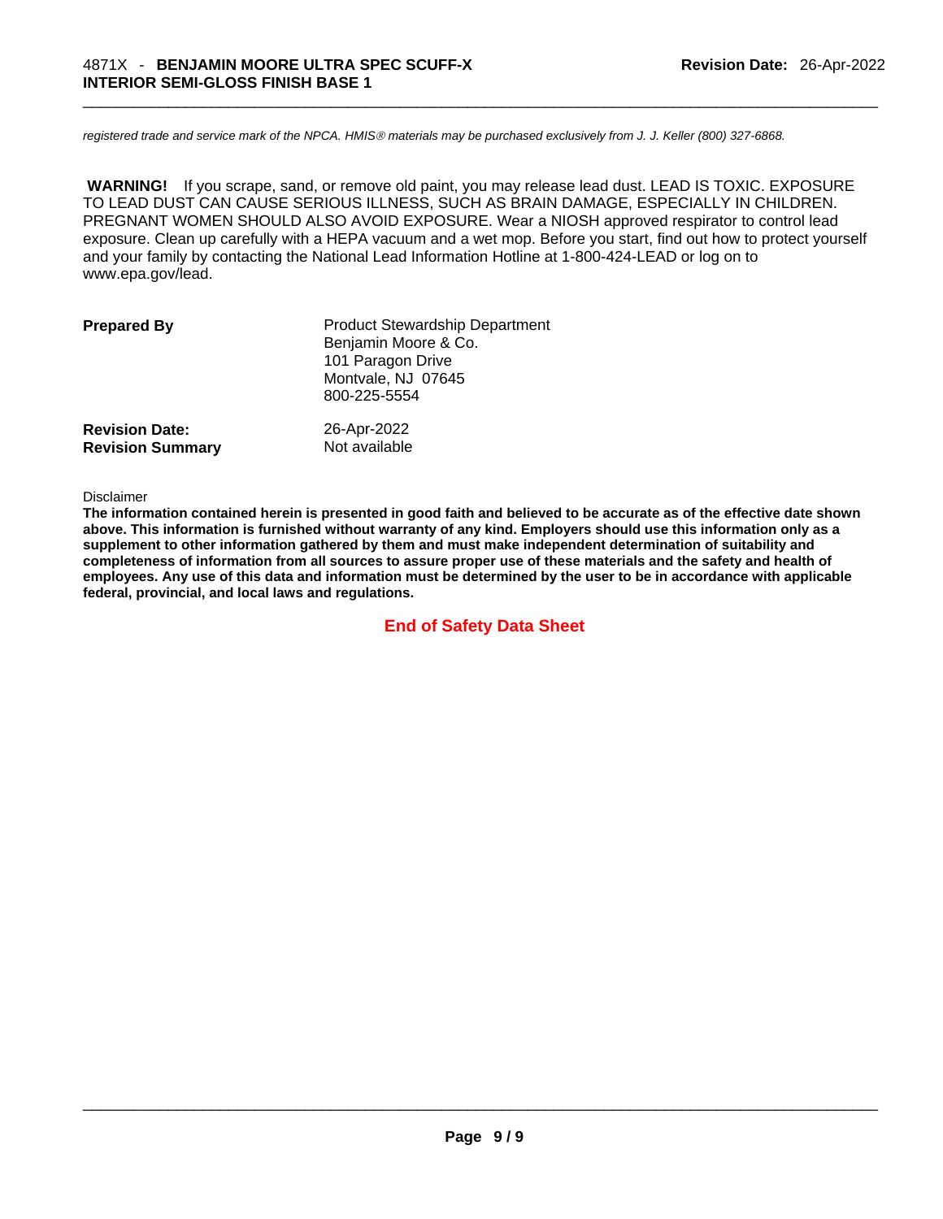*registered trade and service mark of the NPCA. HMIS® materials may be purchased exclusively from J. J. Keller (800) 327-6868.*

**WARNING!** If you scrape, sand, or remove old paint, you may release lead dust. LEAD IS TOXIC. EXPOSURE TO LEAD DUST CAN CAUSE SERIOUS ILLNESS, SUCH AS BRAIN DAMAGE, ESPECIALLY IN CHILDREN. PREGNANT WOMEN SHOULD ALSO AVOID EXPOSURE. Wear a NIOSH approved respirator to control lead exposure. Clean up carefully with a HEPA vacuum and a wet mop. Before you start, find out how to protect yourself and your family by contacting the National Lead Information Hotline at 1-800-424-LEAD or log on to www.epa.gov/lead.

| | |
|---|---|
| **Prepared By** | Product Stewardship Department<br>Benjamin Moore & Co.<br>101 Paragon Drive<br>Montvale, NJ 07645<br>800-225-5554 |
| **Revision Date:** | 26-Apr-2022 |
| **Revision Summary** | Not available |

Disclaimer

**The information contained herein is presented in good faith and believed to be accurate as of the effective date shown above. This information is furnished without warranty of any kind. Employers should use this information only as a supplement to other information gathered by them and must make independent determination of suitability and completeness of information from all sources to assure proper use of these materials and the safety and health of employees. Any use of this data and information must be determined by the user to be in accordance with applicable federal, provincial, and local laws and regulations.**

**End of Safety Data Sheet**